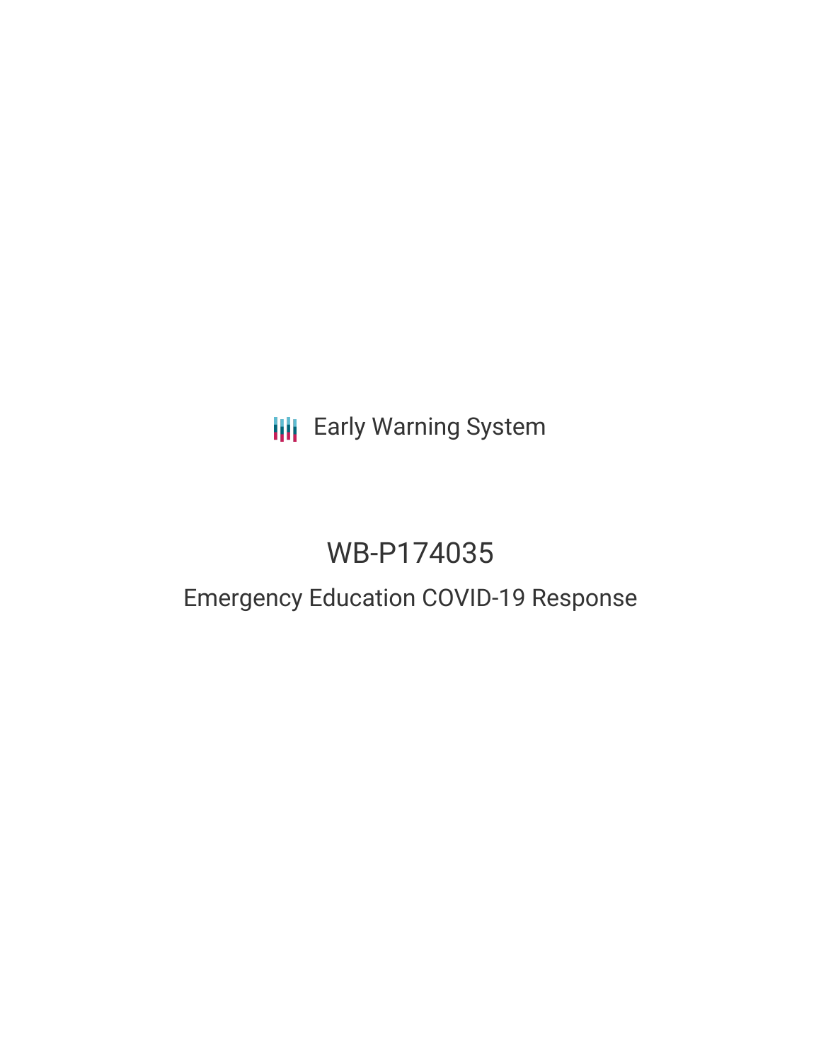Early Warning System

# WB-P174035

## Emergency Education COVID-19 Response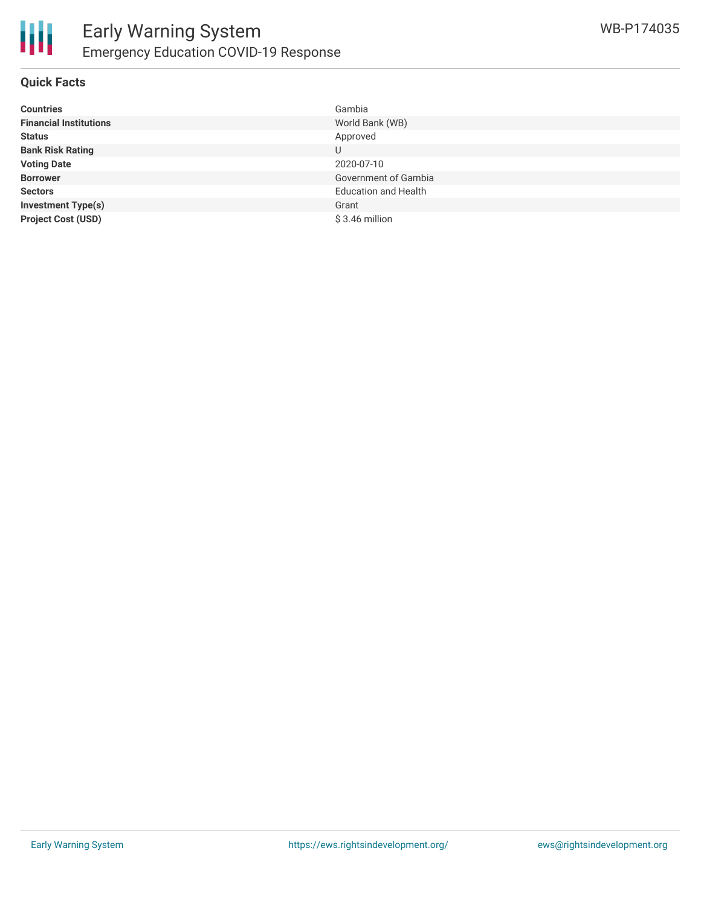## Quick Facts

| | |
|---|---|
| **Countries** | Gambia |
| **Financial Institutions** | World Bank (WB) |
| **Status** | Approved |
| **Bank Risk Rating** | U |
| **Voting Date** | 2020-07-10 |
| **Borrower** | Government of Gambia |
| **Sectors** | Education and Health |
| **Investment Type(s)** | Grant |
| **Project Cost (USD)** | $ 3.46 million |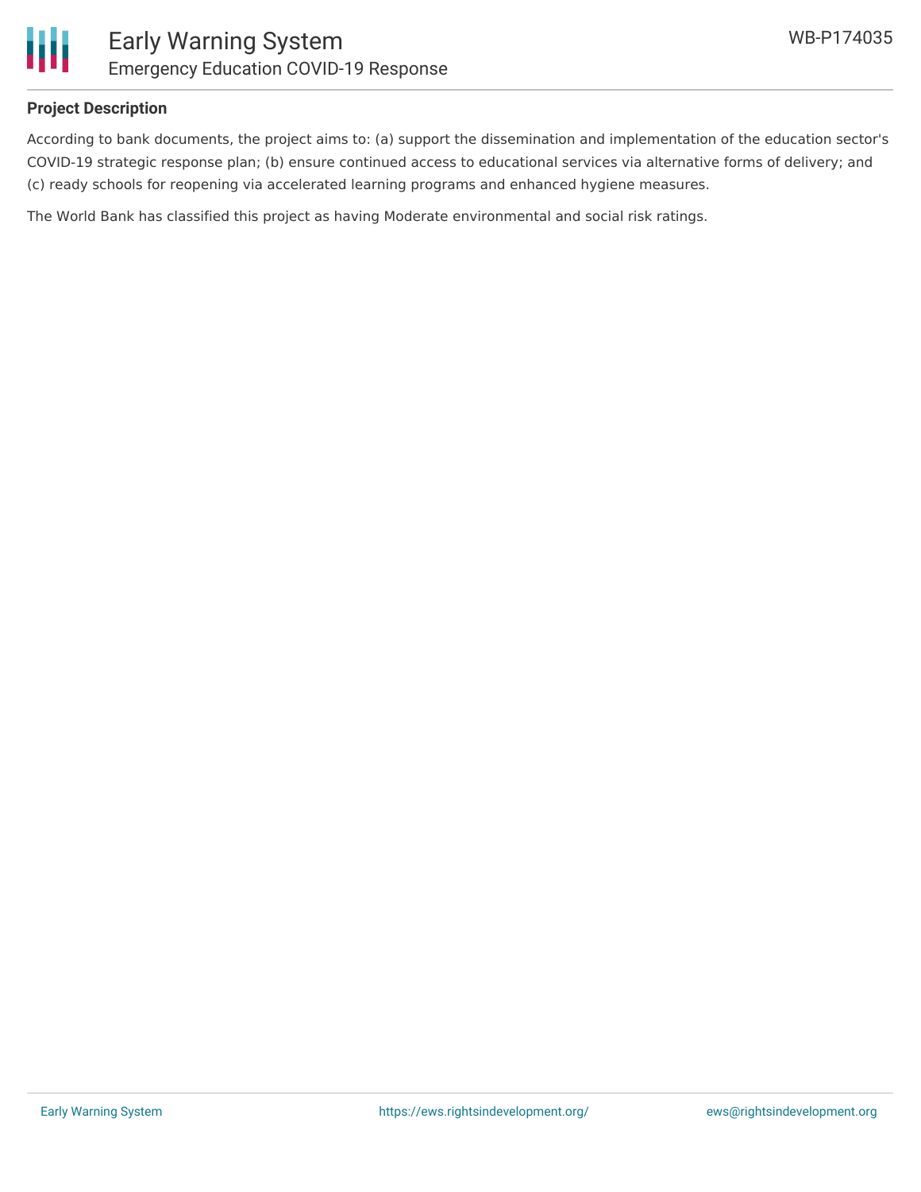**Project Description**

According to bank documents, the project aims to: (a) support the dissemination and implementation of the education sector's COVID-19 strategic response plan; (b) ensure continued access to educational services via alternative forms of delivery; and (c) ready schools for reopening via accelerated learning programs and enhanced hygiene measures.

The World Bank has classified this project as having Moderate environmental and social risk ratings.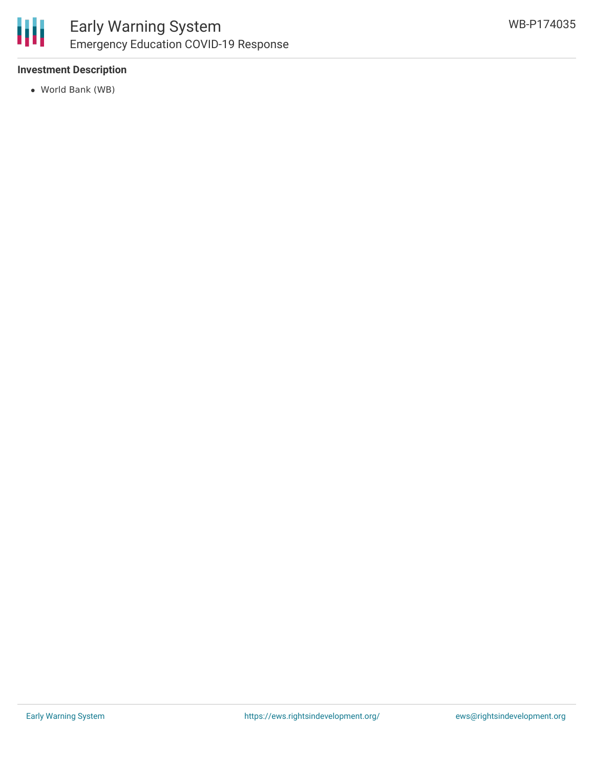### Investment Description

- World Bank (WB)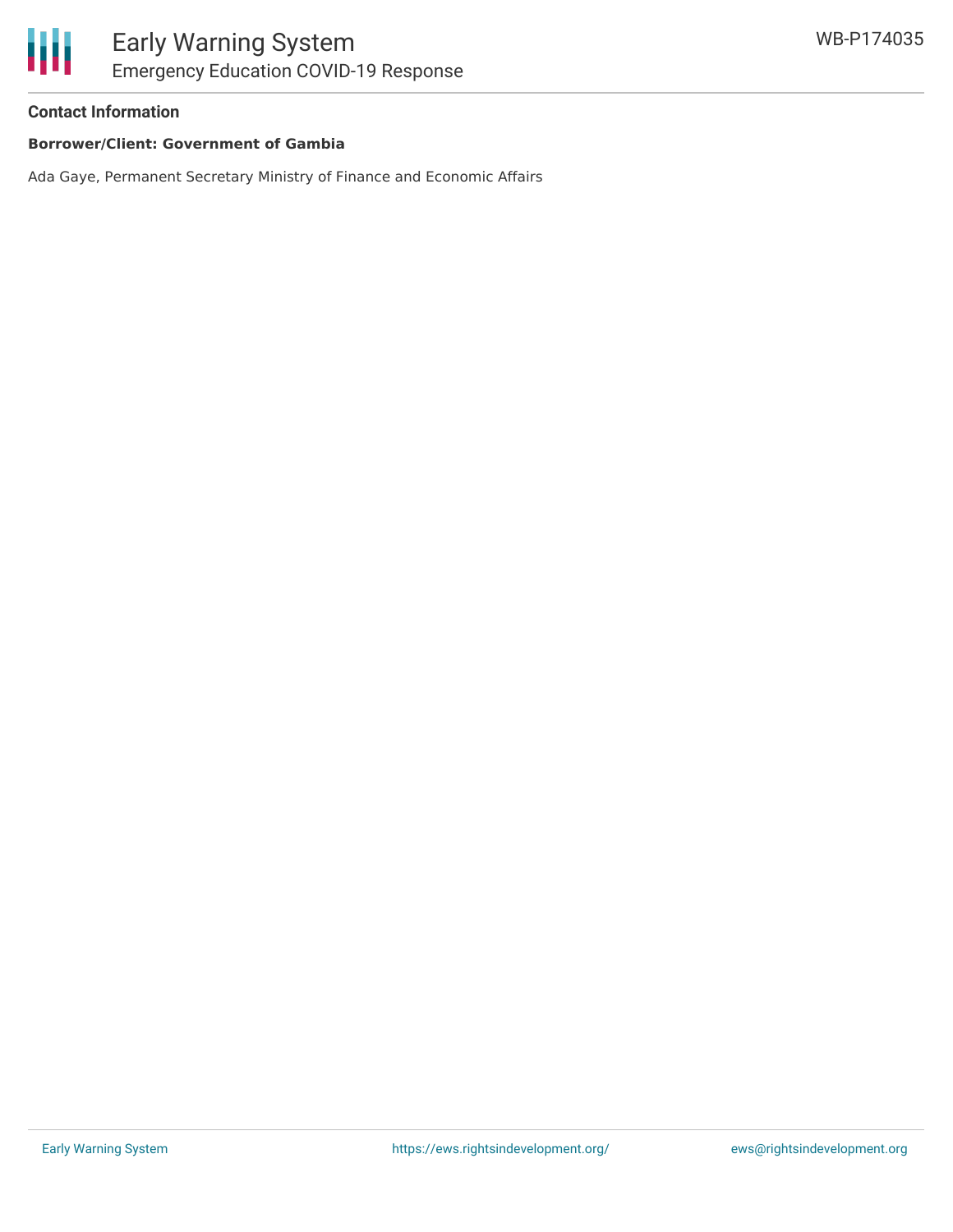#### Contact Information

**Borrower/Client: Government of Gambia**

Ada Gaye, Permanent Secretary Ministry of Finance and Economic Affairs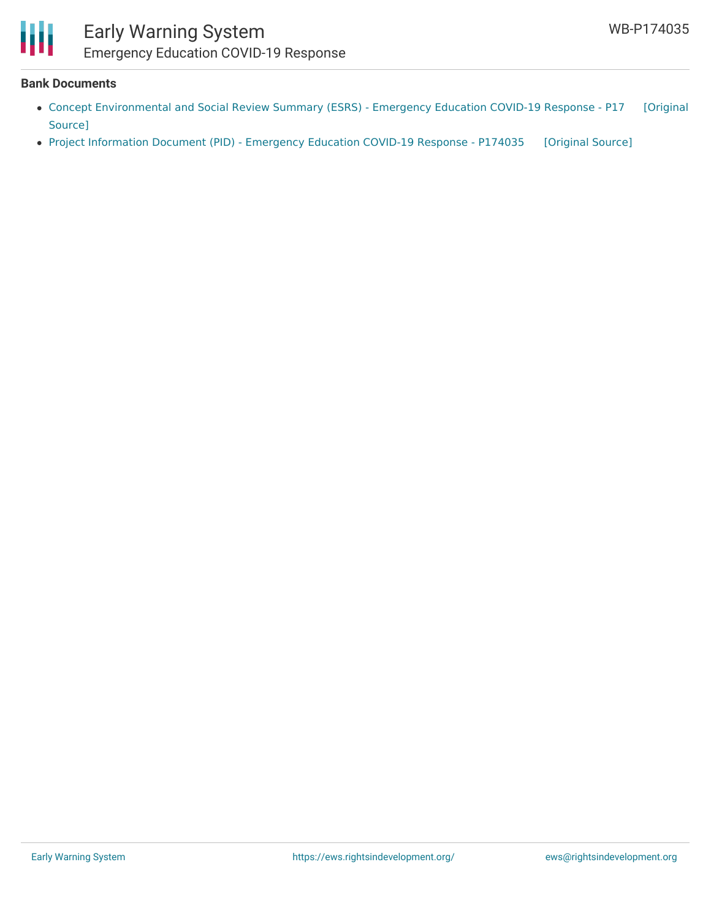**Bank Documents**

- Concept Environmental and Social Review Summary (ESRS) - Emergency Education COVID-19 Response - P17 [Original Source]
- Project Information Document (PID) - Emergency Education COVID-19 Response - P174035 [Original Source]